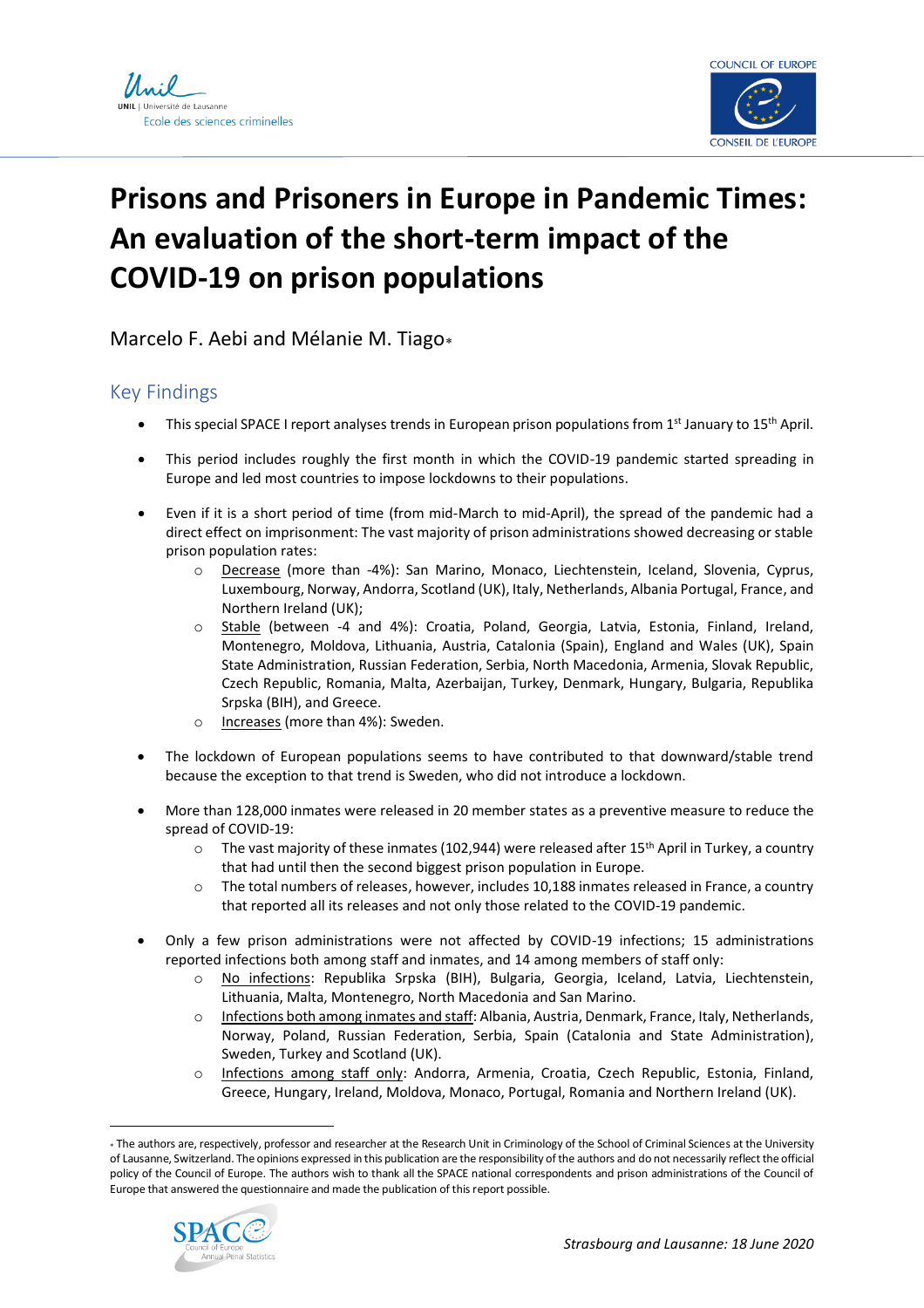# Prisons and Prisoners in Europe in Pandemic Times: An evaluation of the short-term impact of the COVID-19 on prison populations

Marcelo F. Aebi and Mélanie M. Tiago*

## Key Findings

- This special SPACE I report analyses trends in European prison populations from 1st January to 15th April.
- This period includes roughly the first month in which the COVID-19 pandemic started spreading in Europe and led most countries to impose lockdowns to their populations.
- Even if it is a short period of time (from mid-March to mid-April), the spread of the pandemic had a direct effect on imprisonment: The vast majority of prison administrations showed decreasing or stable prison population rates:
  - Decrease (more than -4%): San Marino, Monaco, Liechtenstein, Iceland, Slovenia, Cyprus, Luxembourg, Norway, Andorra, Scotland (UK), Italy, Netherlands, Albania Portugal, France, and Northern Ireland (UK);
  - Stable (between -4 and 4%): Croatia, Poland, Georgia, Latvia, Estonia, Finland, Ireland, Montenegro, Moldova, Lithuania, Austria, Catalonia (Spain), England and Wales (UK), Spain State Administration, Russian Federation, Serbia, North Macedonia, Armenia, Slovak Republic, Czech Republic, Romania, Malta, Azerbaijan, Turkey, Denmark, Hungary, Bulgaria, Republika Srpska (BIH), and Greece.
  - Increases (more than 4%): Sweden.
- The lockdown of European populations seems to have contributed to that downward/stable trend because the exception to that trend is Sweden, who did not introduce a lockdown.
- More than 128,000 inmates were released in 20 member states as a preventive measure to reduce the spread of COVID-19:
  - The vast majority of these inmates (102,944) were released after 15th April in Turkey, a country that had until then the second biggest prison population in Europe.
  - The total numbers of releases, however, includes 10,188 inmates released in France, a country that reported all its releases and not only those related to the COVID-19 pandemic.
- Only a few prison administrations were not affected by COVID-19 infections; 15 administrations reported infections both among staff and inmates, and 14 among members of staff only:
  - No infections: Republika Srpska (BIH), Bulgaria, Georgia, Iceland, Latvia, Liechtenstein, Lithuania, Malta, Montenegro, North Macedonia and San Marino.
  - Infections both among inmates and staff: Albania, Austria, Denmark, France, Italy, Netherlands, Norway, Poland, Russian Federation, Serbia, Spain (Catalonia and State Administration), Sweden, Turkey and Scotland (UK).
  - Infections among staff only: Andorra, Armenia, Croatia, Czech Republic, Estonia, Finland, Greece, Hungary, Ireland, Moldova, Monaco, Portugal, Romania and Northern Ireland (UK).

---

* The authors are, respectively, professor and researcher at the Research Unit in Criminology of the School of Criminal Sciences at the University of Lausanne, Switzerland. The opinions expressed in this publication are the responsibility of the authors and do not necessarily reflect the official policy of the Council of Europe. The authors wish to thank all the SPACE national correspondents and prison administrations of the Council of Europe that answered the questionnaire and made the publication of this report possible.

*Strasbourg and Lausanne: 18 June 2020*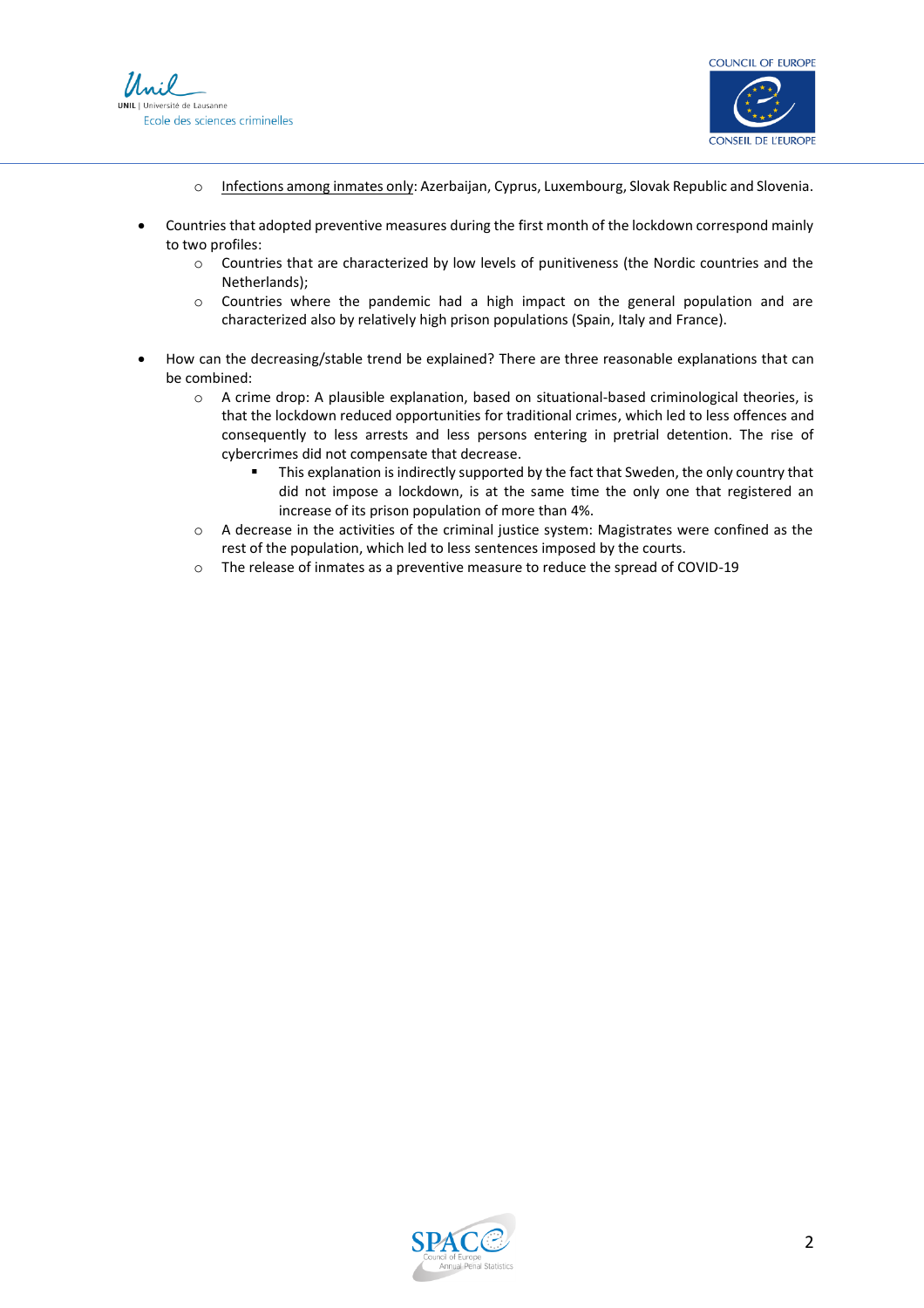- Infections among inmates only: Azerbaijan, Cyprus, Luxembourg, Slovak Republic and Slovenia.

- Countries that adopted preventive measures during the first month of the lockdown correspond mainly to two profiles:
    - Countries that are characterized by low levels of punitiveness (the Nordic countries and the Netherlands);
    - Countries where the pandemic had a high impact on the general population and are characterized also by relatively high prison populations (Spain, Italy and France).

- How can the decreasing/stable trend be explained? There are three reasonable explanations that can be combined:
    - A crime drop: A plausible explanation, based on situational-based criminological theories, is that the lockdown reduced opportunities for traditional crimes, which led to less offences and consequently to less arrests and less persons entering in pretrial detention. The rise of cybercrimes did not compensate that decrease.
        - This explanation is indirectly supported by the fact that Sweden, the only country that did not impose a lockdown, is at the same time the only one that registered an increase of its prison population of more than 4%.
    - A decrease in the activities of the criminal justice system: Magistrates were confined as the rest of the population, which led to less sentences imposed by the courts.
    - The release of inmates as a preventive measure to reduce the spread of COVID-19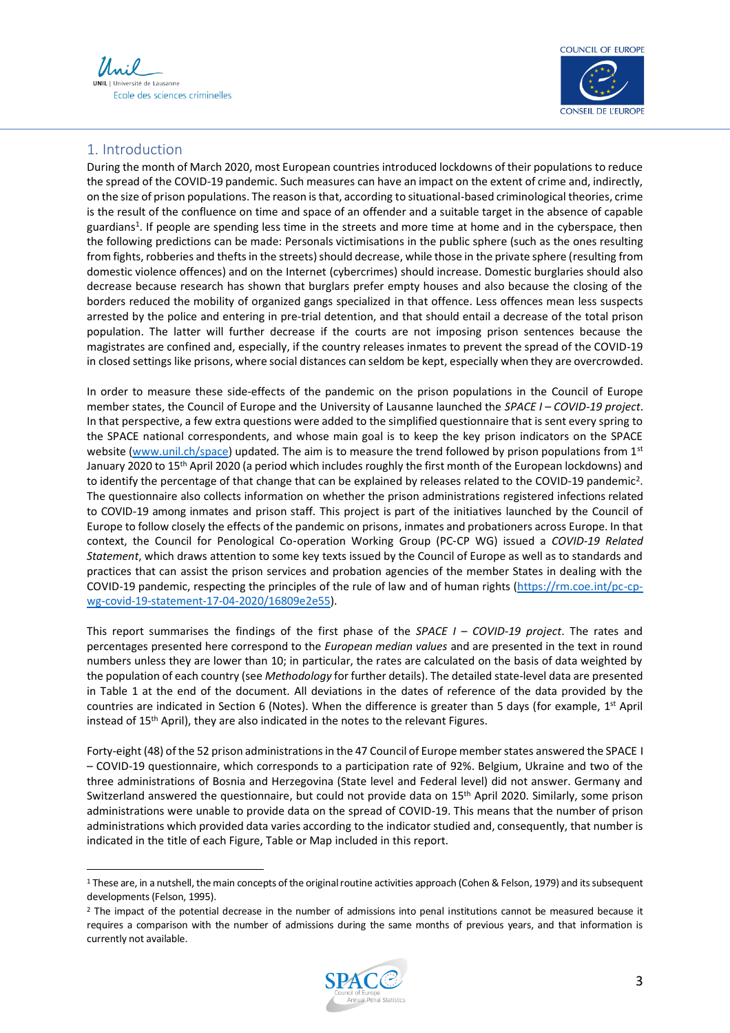## 1. Introduction

During the month of March 2020, most European countries introduced lockdowns of their populations to reduce the spread of the COVID-19 pandemic. Such measures can have an impact on the extent of crime and, indirectly, on the size of prison populations. The reason is that, according to situational-based criminological theories, crime is the result of the confluence on time and space of an offender and a suitable target in the absence of capable guardians[1]. If people are spending less time in the streets and more time at home and in the cyberspace, then the following predictions can be made: Personals victimisations in the public sphere (such as the ones resulting from fights, robberies and thefts in the streets) should decrease, while those in the private sphere (resulting from domestic violence offences) and on the Internet (cybercrimes) should increase. Domestic burglaries should also decrease because research has shown that burglars prefer empty houses and also because the closing of the borders reduced the mobility of organized gangs specialized in that offence. Less offences mean less suspects arrested by the police and entering in pre-trial detention, and that should entail a decrease of the total prison population. The latter will further decrease if the courts are not imposing prison sentences because the magistrates are confined and, especially, if the country releases inmates to prevent the spread of the COVID-19 in closed settings like prisons, where social distances can seldom be kept, especially when they are overcrowded.

In order to measure these side-effects of the pandemic on the prison populations in the Council of Europe member states, the Council of Europe and the University of Lausanne launched the *SPACE I – COVID-19 project*. In that perspective, a few extra questions were added to the simplified questionnaire that is sent every spring to the SPACE national correspondents, and whose main goal is to keep the key prison indicators on the SPACE website (www.unil.ch/space) updated. The aim is to measure the trend followed by prison populations from 1st January 2020 to 15th April 2020 (a period which includes roughly the first month of the European lockdowns) and to identify the percentage of that change that can be explained by releases related to the COVID-19 pandemic[2]. The questionnaire also collects information on whether the prison administrations registered infections related to COVID-19 among inmates and prison staff. This project is part of the initiatives launched by the Council of Europe to follow closely the effects of the pandemic on prisons, inmates and probationers across Europe. In that context, the Council for Penological Co-operation Working Group (PC-CP WG) issued a *COVID-19 Related Statement*, which draws attention to some key texts issued by the Council of Europe as well as to standards and practices that can assist the prison services and probation agencies of the member States in dealing with the COVID-19 pandemic, respecting the principles of the rule of law and of human rights (https://rm.coe.int/pc-cp-wg-covid-19-statement-17-04-2020/16809e2e55).

This report summarises the findings of the first phase of the *SPACE I – COVID-19 project*. The rates and percentages presented here correspond to the *European median values* and are presented in the text in round numbers unless they are lower than 10; in particular, the rates are calculated on the basis of data weighted by the population of each country (see *Methodology* for further details). The detailed state-level data are presented in Table 1 at the end of the document. All deviations in the dates of reference of the data provided by the countries are indicated in Section 6 (Notes). When the difference is greater than 5 days (for example, 1st April instead of 15th April), they are also indicated in the notes to the relevant Figures.

Forty-eight (48) of the 52 prison administrations in the 47 Council of Europe member states answered the SPACE I – COVID-19 questionnaire, which corresponds to a participation rate of 92%. Belgium, Ukraine and two of the three administrations of Bosnia and Herzegovina (State level and Federal level) did not answer. Germany and Switzerland answered the questionnaire, but could not provide data on 15th April 2020. Similarly, some prison administrations were unable to provide data on the spread of COVID-19. This means that the number of prison administrations which provided data varies according to the indicator studied and, consequently, that number is indicated in the title of each Figure, Table or Map included in this report.

---

[1] These are, in a nutshell, the main concepts of the original routine activities approach (Cohen & Felson, 1979) and its subsequent developments (Felson, 1995).

[2] The impact of the potential decrease in the number of admissions into penal institutions cannot be measured because it requires a comparison with the number of admissions during the same months of previous years, and that information is currently not available.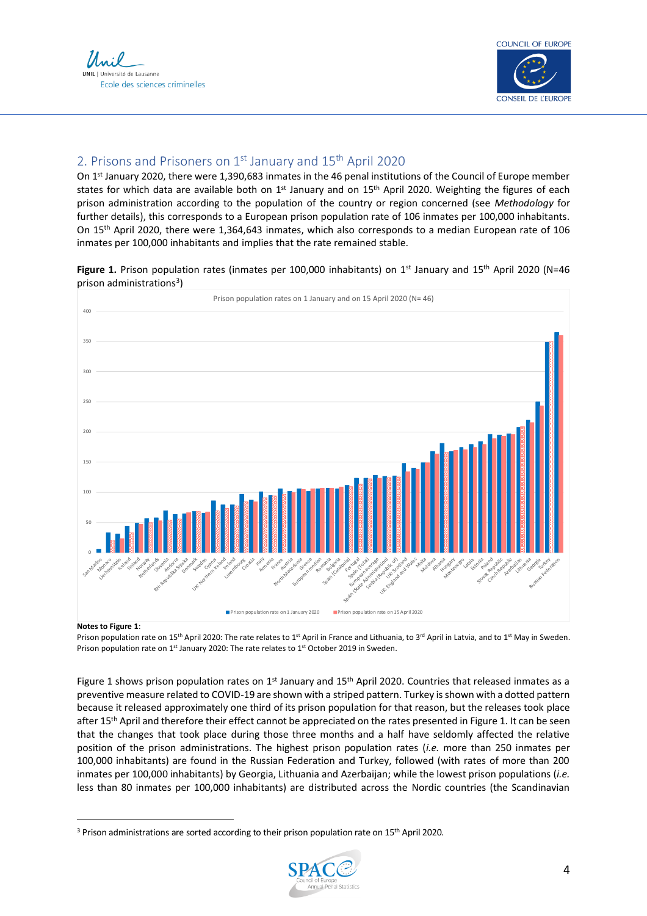## 2. Prisons and Prisoners on 1st January and 15th April 2020

On 1st January 2020, there were 1,390,683 inmates in the 46 penal institutions of the Council of Europe member states for which data are available both on 1st January and on 15th April 2020. Weighting the figures of each prison administration according to the population of the country or region concerned (see *Methodology* for further details), this corresponds to a European prison population rate of 106 inmates per 100,000 inhabitants. On 15th April 2020, there were 1,364,643 inmates, which also corresponds to a median European rate of 106 inmates per 100,000 inhabitants and implies that the rate remained stable.

**Figure 1.** Prison population rates (inmates per 100,000 inhabitants) on 1st January and 15th April 2020 (N=46 prison administrations[3])

Prison population rates on 1 January and 15 April 2020 (N= 46)

Prison population rate on 1 January 2020 / Prison population rate on 15 April 2020

San Marino, Monaco, Liechtenstein, Iceland, Finland, Norway, Netherlands, Slovenia, BH: Republika Srpska, Andorra, Denmark, Sweden, UK: Northern Ireland, Cyprus, Ireland, Luxembourg, Croatia, Italy, Armenia, France, North Macedonia, Austria, Greece, European median, Romania, Bulgaria, Spain (Catalonia), Portugal, Spain (Total), European average, Spain (State Administration), Serbia (Republic of), UK: Scotland, UK: England and Wales, Malta, Moldova, Albania, Hungary, Montenegro, Latvia, Estonia, Poland, Slovak Republic, Czech Republic, Azerbaijan, Lithuania, Georgia, Turkey, Russian Federation

**Notes to Figure 1**:
Prison population rate on 15th April 2020: The rate relates to 1st April in France and Lithuania, to 3rd April in Latvia, and to 1st May in Sweden.
Prison population rate on 1st January 2020: The rate relates to 1st October 2019 in Sweden.

Figure 1 shows prison population rates on 1st January and 15th April 2020. Countries that released inmates as a preventive measure related to COVID-19 are shown with a striped pattern. Turkey is shown with a dotted pattern because it released approximately one third of its prison population for that reason, but the releases took place after 15th April and therefore their effect cannot be appreciated on the rates presented in Figure 1. It can be seen that the changes that took place during those three months and a half have seldomly affected the relative position of the prison administrations. The highest prison population rates (*i.e.* more than 250 inmates per 100,000 inhabitants) are found in the Russian Federation and Turkey, followed (with rates of more than 200 inmates per 100,000 inhabitants) by Georgia, Lithuania and Azerbaijan; while the lowest prison populations (*i.e.* less than 80 inmates per 100,000 inhabitants) are distributed across the Nordic countries (the Scandinavian

[3] Prison administrations are sorted according to their prison population rate on 15th April 2020.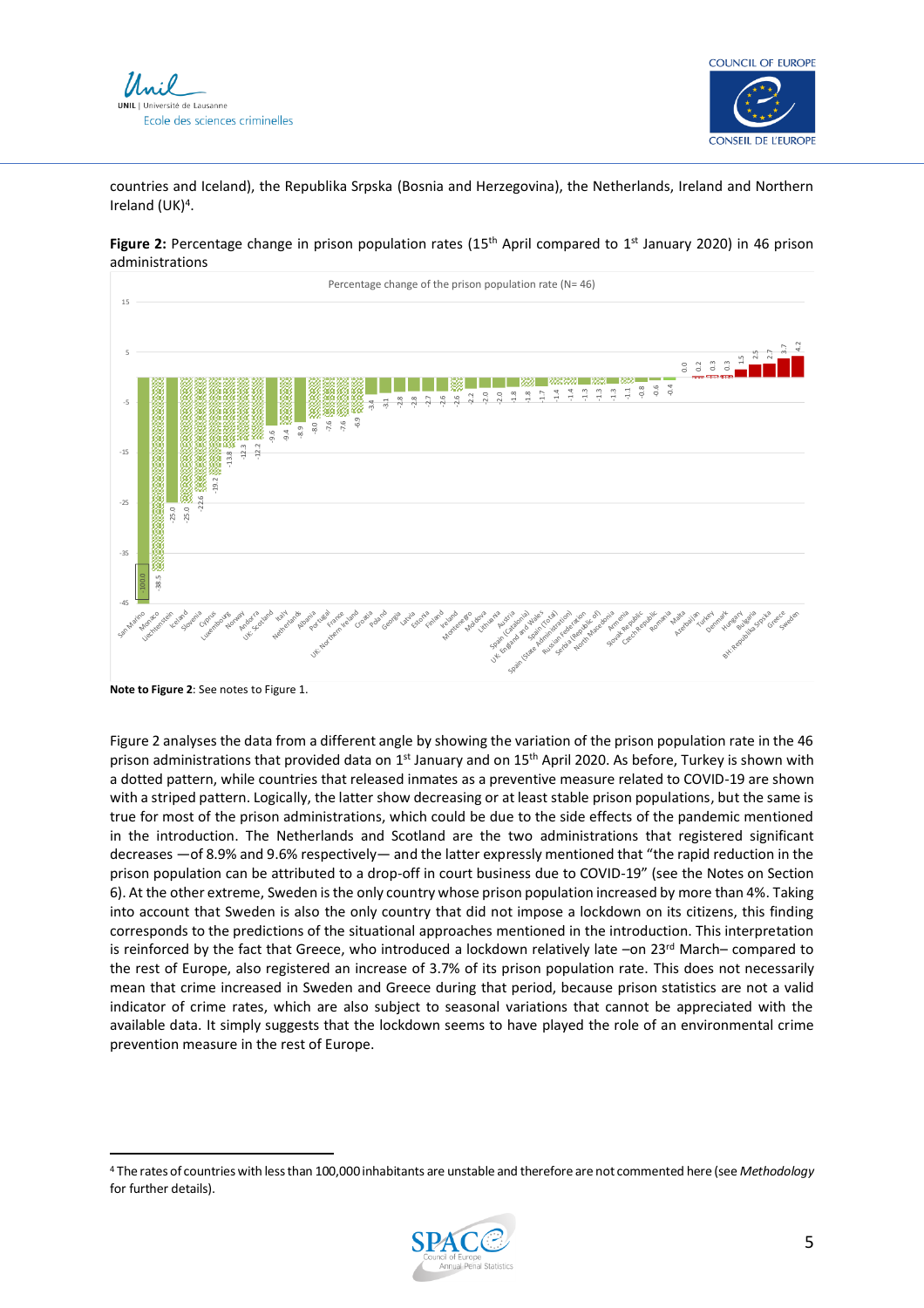countries and Iceland), the Republika Srpska (Bosnia and Herzegovina), the Netherlands, Ireland and Northern Ireland (UK)[4].

**Figure 2:** Percentage change in prison population rates (15th April compared to 1st January 2020) in 46 prison administrations

**Note to Figure 2**: See notes to Figure 1.

Figure 2 analyses the data from a different angle by showing the variation of the prison population rate in the 46 prison administrations that provided data on 1st January and on 15th April 2020. As before, Turkey is shown with a dotted pattern, while countries that released inmates as a preventive measure related to COVID-19 are shown with a striped pattern. Logically, the latter show decreasing or at least stable prison populations, but the same is true for most of the prison administrations, which could be due to the side effects of the pandemic mentioned in the introduction. The Netherlands and Scotland are the two administrations that registered significant decreases —of 8.9% and 9.6% respectively— and the latter expressly mentioned that "the rapid reduction in the prison population can be attributed to a drop-off in court business due to COVID-19" (see the Notes on Section 6). At the other extreme, Sweden is the only country whose prison population increased by more than 4%. Taking into account that Sweden is also the only country that did not impose a lockdown on its citizens, this finding corresponds to the predictions of the situational approaches mentioned in the introduction. This interpretation is reinforced by the fact that Greece, who introduced a lockdown relatively late –on 23rd March– compared to the rest of Europe, also registered an increase of 3.7% of its prison population rate. This does not necessarily mean that crime increased in Sweden and Greece during that period, because prison statistics are not a valid indicator of crime rates, which are also subject to seasonal variations that cannot be appreciated with the available data. It simply suggests that the lockdown seems to have played the role of an environmental crime prevention measure in the rest of Europe.

---

[4] The rates of countries with less than 100,000 inhabitants are unstable and therefore are not commented here (see *Methodology* for further details).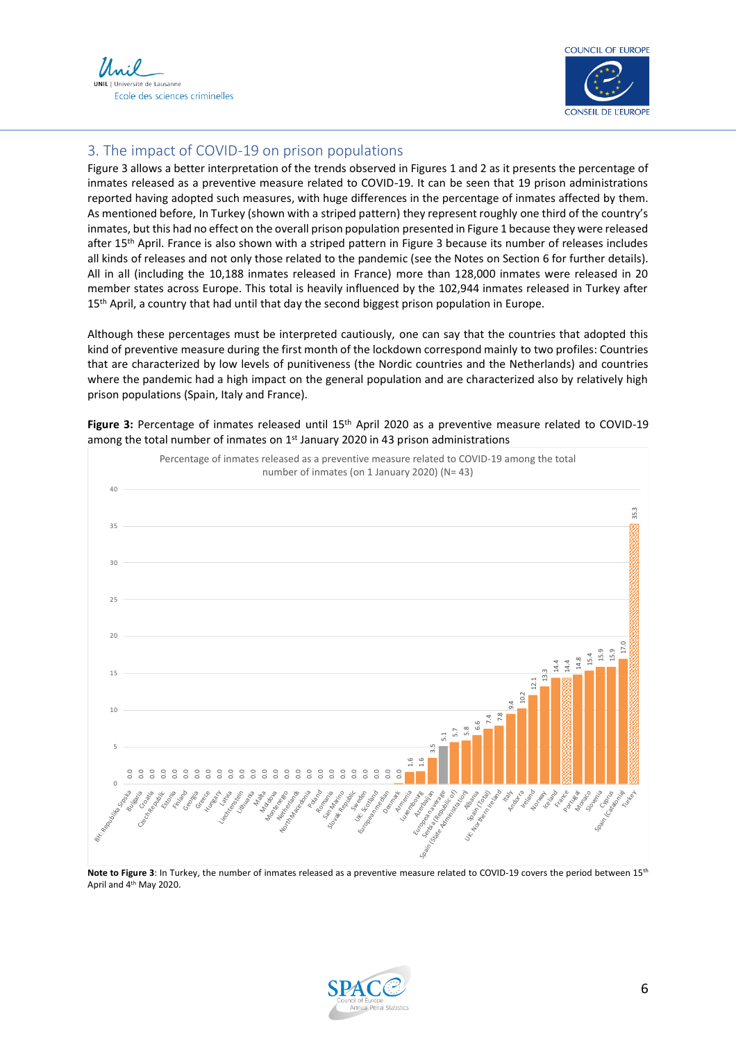## 3. The impact of COVID-19 on prison populations

Figure 3 allows a better interpretation of the trends observed in Figures 1 and 2 as it presents the percentage of inmates released as a preventive measure related to COVID-19. It can be seen that 19 prison administrations reported having adopted such measures, with huge differences in the percentage of inmates affected by them. As mentioned before, In Turkey (shown with a striped pattern) they represent roughly one third of the country's inmates, but this had no effect on the overall prison population presented in Figure 1 because they were released after 15th April. France is also shown with a striped pattern in Figure 3 because its number of releases includes all kinds of releases and not only those related to the pandemic (see the Notes on Section 6 for further details). All in all (including the 10,188 inmates released in France) more than 128,000 inmates were released in 20 member states across Europe. This total is heavily influenced by the 102,944 inmates released in Turkey after 15th April, a country that had until that day the second biggest prison population in Europe.

Although these percentages must be interpreted cautiously, one can say that the countries that adopted this kind of preventive measure during the first month of the lockdown correspond mainly to two profiles: Countries that are characterized by low levels of punitiveness (the Nordic countries and the Netherlands) and countries where the pandemic had a high impact on the general population and are characterized also by relatively high prison populations (Spain, Italy and France).

**Figure 3:** Percentage of inmates released until 15th April 2020 as a preventive measure related to COVID-19 among the total number of inmates on 1st January 2020 in 43 prison administrations

Percentage of inmates released as a preventive measure related to COVID-19 among the total number of inmates (on 1 January 2020) (N= 43)

| Prison administration | % |
|---|---|
| BH: Republika Srpska | 0.0 |
| Bulgaria | 0.0 |
| Croatia | 0.0 |
| Czech Republic | 0.0 |
| Estonia | 0.0 |
| Finland | 0.0 |
| Georgia | 0.0 |
| Greece | 0.0 |
| Hungary | 0.0 |
| Latvia | 0.0 |
| Liechtenstein | 0.0 |
| Lithuania | 0.0 |
| Malta | 0.0 |
| Moldova | 0.0 |
| Montenegro | 0.0 |
| Netherlands | 0.0 |
| North Macedonia | 0.0 |
| Poland | 0.0 |
| Romania | 0.0 |
| San Marino | 0.0 |
| Slovak Republic | 0.0 |
| Sweden | 0.0 |
| UK: Scotland | 0.0 |
| European median | 0.0 |
| Denmark | 0.0 |
| Armenia | 1.6 |
| Luxembourg | 1.6 |
| Azerbaijan | 3.5 |
| European average | 5.1 |
| Serbia (Republic of) | 5.7 |
| Spain (State Administration) | 5.8 |
| Albania | 6.6 |
| Spain (Total) | 7.4 |
| UK: Northern Ireland | 7.8 |
| Italy | 9.4 |
| Andorra | 10.2 |
| Ireland | 12.1 |
| Norway | 13.3 |
| Iceland | 14.4 |
| France | 14.4 |
| Portugal | 14.8 |
| Monaco | 15.4 |
| Slovenia | 15.9 |
| Cyprus | 15.9 |
| Spain (Catalonia) | 17.0 |
| Turkey | 35.3 |

**Note to Figure 3**: In Turkey, the number of inmates released as a preventive measure related to COVID-19 covers the period between 15th April and 4th May 2020.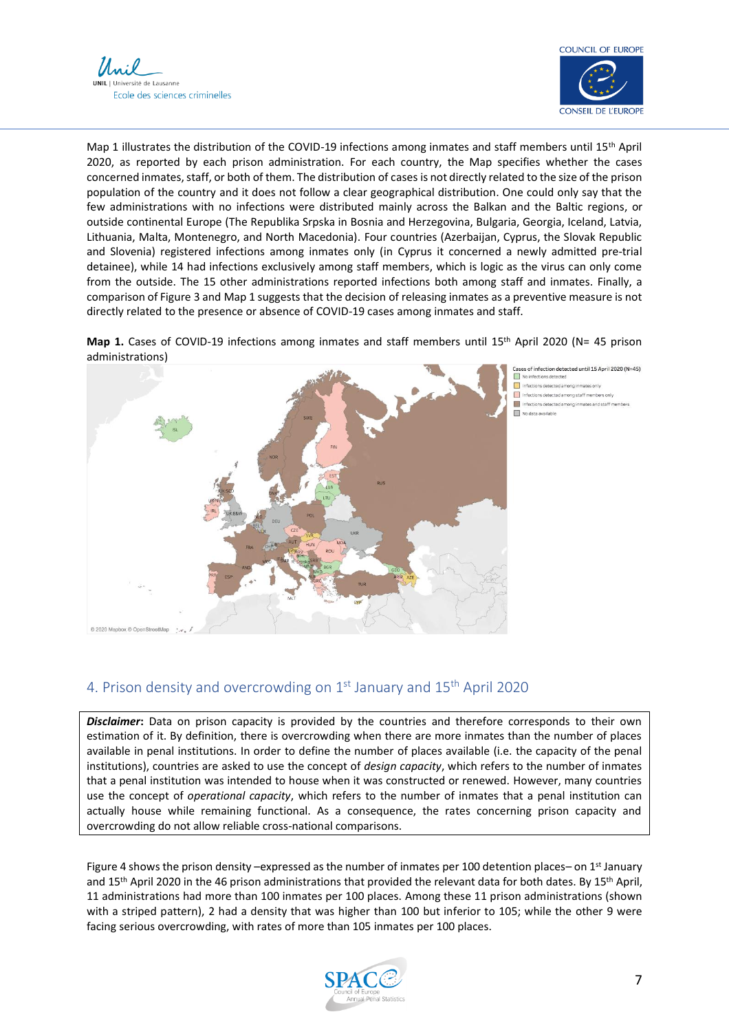Map 1 illustrates the distribution of the COVID-19 infections among inmates and staff members until 15th April 2020, as reported by each prison administration. For each country, the Map specifies whether the cases concerned inmates, staff, or both of them. The distribution of cases is not directly related to the size of the prison population of the country and it does not follow a clear geographical distribution. One could only say that the few administrations with no infections were distributed mainly across the Balkan and the Baltic regions, or outside continental Europe (The Republika Srpska in Bosnia and Herzegovina, Bulgaria, Georgia, Iceland, Latvia, Lithuania, Malta, Montenegro, and North Macedonia). Four countries (Azerbaijan, Cyprus, the Slovak Republic and Slovenia) registered infections among inmates only (in Cyprus it concerned a newly admitted pre-trial detainee), while 14 had infections exclusively among staff members, which is logic as the virus can only come from the outside. The 15 other administrations reported infections both among staff and inmates. Finally, a comparison of Figure 3 and Map 1 suggests that the decision of releasing inmates as a preventive measure is not directly related to the presence or absence of COVID-19 cases among inmates and staff.

**Map 1.** Cases of COVID-19 infections among inmates and staff members until 15th April 2020 (N= 45 prison administrations)

## 4. Prison density and overcrowding on 1st January and 15th April 2020

***Disclaimer*:** Data on prison capacity is provided by the countries and therefore corresponds to their own estimation of it. By definition, there is overcrowding when there are more inmates than the number of places available in penal institutions. In order to define the number of places available (i.e. the capacity of the penal institutions), countries are asked to use the concept of *design capacity*, which refers to the number of inmates that a penal institution was intended to house when it was constructed or renewed. However, many countries use the concept of *operational capacity*, which refers to the number of inmates that a penal institution can actually house while remaining functional. As a consequence, the rates concerning prison capacity and overcrowding do not allow reliable cross-national comparisons.

Figure 4 shows the prison density –expressed as the number of inmates per 100 detention places– on 1st January and 15th April 2020 in the 46 prison administrations that provided the relevant data for both dates. By 15th April, 11 administrations had more than 100 inmates per 100 places. Among these 11 prison administrations (shown with a striped pattern), 2 had a density that was higher than 100 but inferior to 105; while the other 9 were facing serious overcrowding, with rates of more than 105 inmates per 100 places.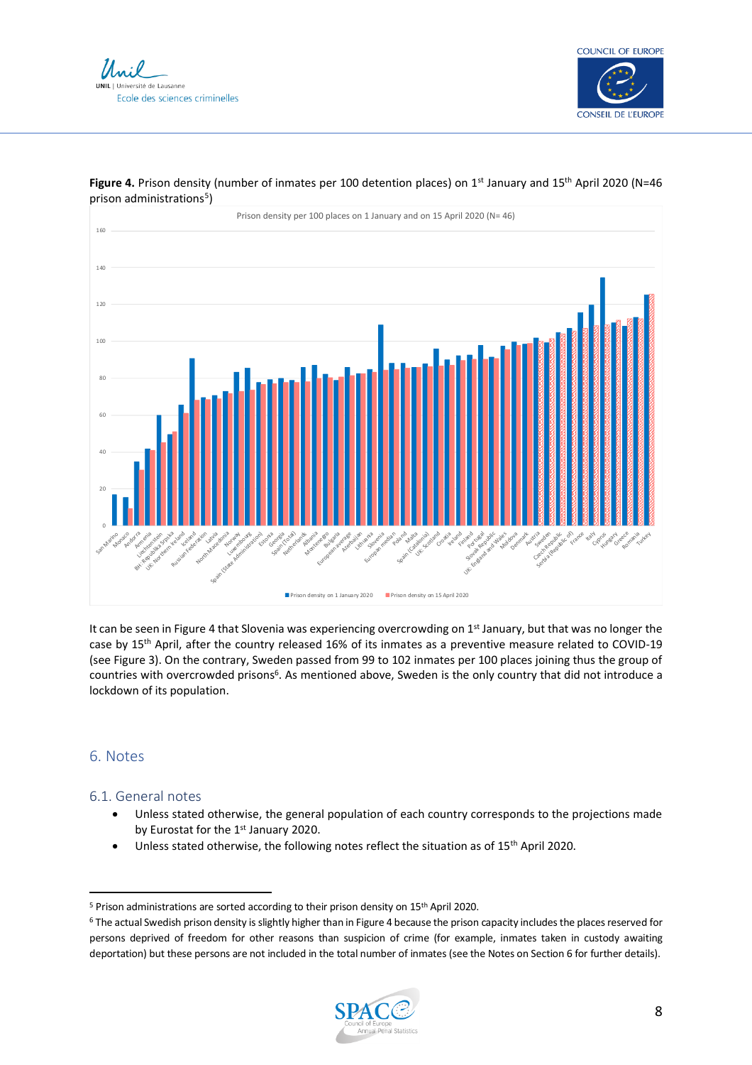**Figure 4.** Prison density (number of inmates per 100 detention places) on 1st January and 15th April 2020 (N=46 prison administrations[5])

It can be seen in Figure 4 that Slovenia was experiencing overcrowding on 1st January, but that was no longer the case by 15th April, after the country released 16% of its inmates as a preventive measure related to COVID-19 (see Figure 3). On the contrary, Sweden passed from 99 to 102 inmates per 100 places joining thus the group of countries with overcrowded prisons[6]. As mentioned above, Sweden is the only country that did not introduce a lockdown of its population.

## 6. Notes

### 6.1. General notes

- Unless stated otherwise, the general population of each country corresponds to the projections made by Eurostat for the 1st January 2020.
- Unless stated otherwise, the following notes reflect the situation as of 15th April 2020.

[5] Prison administrations are sorted according to their prison density on 15th April 2020.

[6] The actual Swedish prison density is slightly higher than in Figure 4 because the prison capacity includes the places reserved for persons deprived of freedom for other reasons than suspicion of crime (for example, inmates taken in custody awaiting deportation) but these persons are not included in the total number of inmates (see the Notes on Section 6 for further details).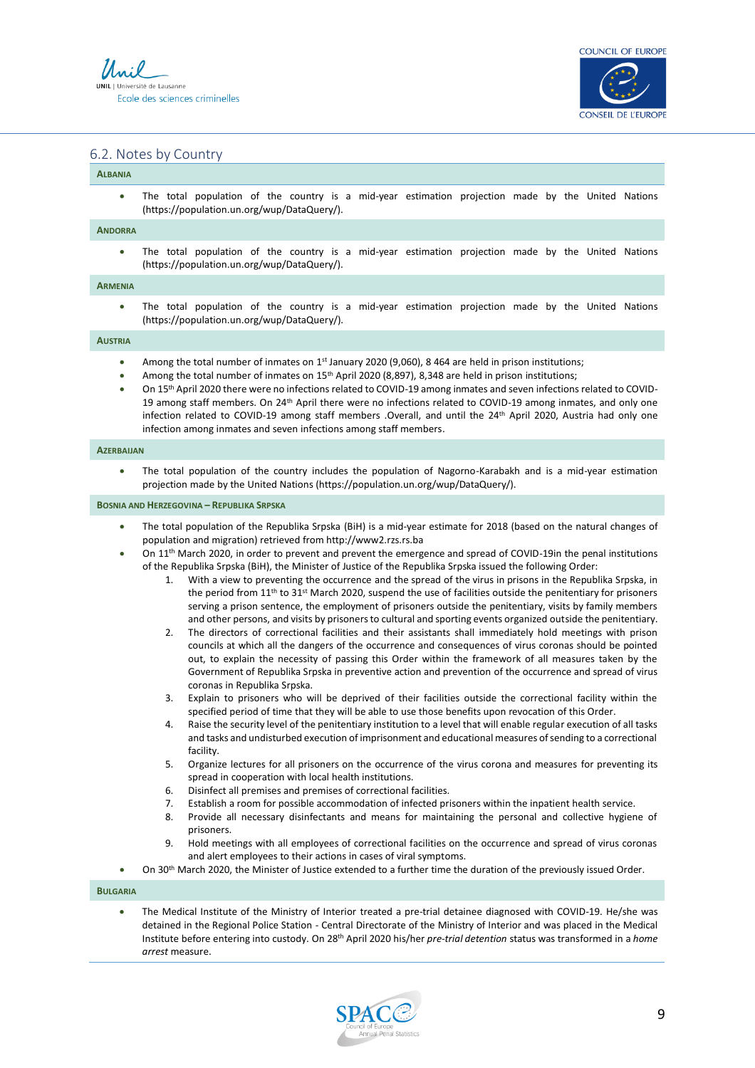## 6.2. Notes by Country

### Albania

- The total population of the country is a mid-year estimation projection made by the United Nations (https://population.un.org/wup/DataQuery/).

### Andorra

- The total population of the country is a mid-year estimation projection made by the United Nations (https://population.un.org/wup/DataQuery/).

### Armenia

- The total population of the country is a mid-year estimation projection made by the United Nations (https://population.un.org/wup/DataQuery/).

### Austria

- Among the total number of inmates on 1st January 2020 (9,060), 8 464 are held in prison institutions;
- Among the total number of inmates on 15th April 2020 (8,897), 8,348 are held in prison institutions;
- On 15th April 2020 there were no infections related to COVID-19 among inmates and seven infections related to COVID-19 among staff members. On 24th April there were no infections related to COVID-19 among inmates, and only one infection related to COVID-19 among staff members .Overall, and until the 24th April 2020, Austria had only one infection among inmates and seven infections among staff members.

### Azerbaijan

- The total population of the country includes the population of Nagorno-Karabakh and is a mid-year estimation projection made by the United Nations (https://population.un.org/wup/DataQuery/).

### Bosnia and Herzegovina – Republika Srpska

- The total population of the Republika Srpska (BiH) is a mid-year estimate for 2018 (based on the natural changes of population and migration) retrieved from http://www2.rzs.rs.ba
- On 11th March 2020, in order to prevent and prevent the emergence and spread of COVID-19in the penal institutions of the Republika Srpska (BiH), the Minister of Justice of the Republika Srpska issued the following Order:
  1. With a view to preventing the occurrence and the spread of the virus in prisons in the Republika Srpska, in the period from 11th to 31st March 2020, suspend the use of facilities outside the penitentiary for prisoners serving a prison sentence, the employment of prisoners outside the penitentiary, visits by family members and other persons, and visits by prisoners to cultural and sporting events organized outside the penitentiary.
  2. The directors of correctional facilities and their assistants shall immediately hold meetings with prison councils at which all the dangers of the occurrence and consequences of virus coronas should be pointed out, to explain the necessity of passing this Order within the framework of all measures taken by the Government of Republika Srpska in preventive action and prevention of the occurrence and spread of virus coronas in Republika Srpska.
  3. Explain to prisoners who will be deprived of their facilities outside the correctional facility within the specified period of time that they will be able to use those benefits upon revocation of this Order.
  4. Raise the security level of the penitentiary institution to a level that will enable regular execution of all tasks and tasks and undisturbed execution of imprisonment and educational measures of sending to a correctional facility.
  5. Organize lectures for all prisoners on the occurrence of the virus corona and measures for preventing its spread in cooperation with local health institutions.
  6. Disinfect all premises and premises of correctional facilities.
  7. Establish a room for possible accommodation of infected prisoners within the inpatient health service.
  8. Provide all necessary disinfectants and means for maintaining the personal and collective hygiene of prisoners.
  9. Hold meetings with all employees of correctional facilities on the occurrence and spread of virus coronas and alert employees to their actions in cases of viral symptoms.
- On 30th March 2020, the Minister of Justice extended to a further time the duration of the previously issued Order.

### Bulgaria

- The Medical Institute of the Ministry of Interior treated a pre-trial detainee diagnosed with COVID-19. He/she was detained in the Regional Police Station - Central Directorate of the Ministry of Interior and was placed in the Medical Institute before entering into custody. On 28th April 2020 his/her *pre-trial detention* status was transformed in a *home arrest* measure.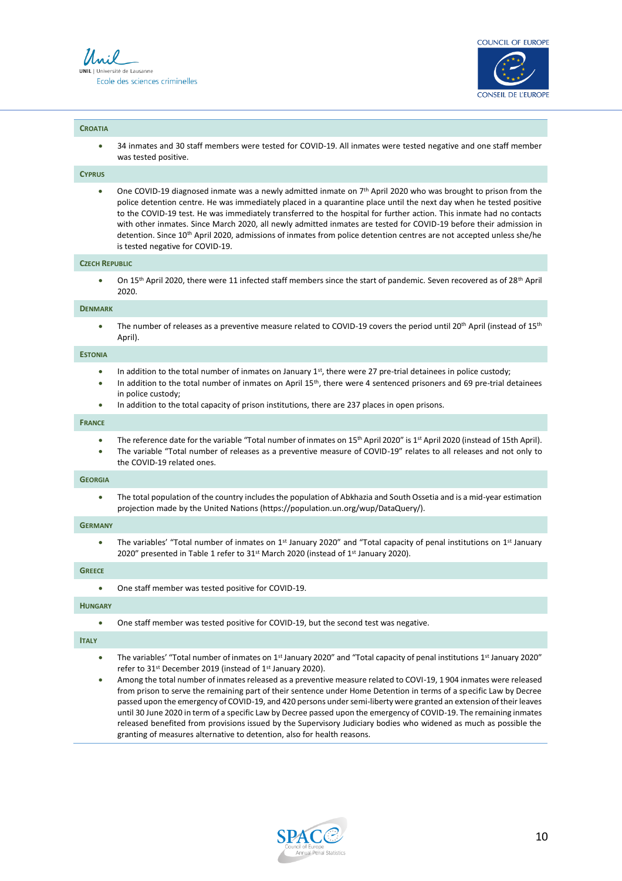## Croatia

- 34 inmates and 30 staff members were tested for COVID-19. All inmates were tested negative and one staff member was tested positive.

## Cyprus

- One COVID-19 diagnosed inmate was a newly admitted inmate on 7th April 2020 who was brought to prison from the police detention centre. He was immediately placed in a quarantine place until the next day when he tested positive to the COVID-19 test. He was immediately transferred to the hospital for further action. This inmate had no contacts with other inmates. Since March 2020, all newly admitted inmates are tested for COVID-19 before their admission in detention. Since 10th April 2020, admissions of inmates from police detention centres are not accepted unless she/he is tested negative for COVID-19.

## Czech Republic

- On 15th April 2020, there were 11 infected staff members since the start of pandemic. Seven recovered as of 28th April 2020.

## Denmark

- The number of releases as a preventive measure related to COVID-19 covers the period until 20th April (instead of 15th April).

## Estonia

- In addition to the total number of inmates on January 1st, there were 27 pre-trial detainees in police custody;
- In addition to the total number of inmates on April 15th, there were 4 sentenced prisoners and 69 pre-trial detainees in police custody;
- In addition to the total capacity of prison institutions, there are 237 places in open prisons.

## France

- The reference date for the variable "Total number of inmates on 15th April 2020" is 1st April 2020 (instead of 15th April).
- The variable "Total number of releases as a preventive measure of COVID-19" relates to all releases and not only to the COVID-19 related ones.

## Georgia

- The total population of the country includes the population of Abkhazia and South Ossetia and is a mid-year estimation projection made by the United Nations (https://population.un.org/wup/DataQuery/).

## Germany

- The variables' "Total number of inmates on 1st January 2020" and "Total capacity of penal institutions on 1st January 2020" presented in Table 1 refer to 31st March 2020 (instead of 1st January 2020).

## Greece

- One staff member was tested positive for COVID-19.

## Hungary

- One staff member was tested positive for COVID-19, but the second test was negative.

## Italy

- The variables' "Total number of inmates on 1st January 2020" and "Total capacity of penal institutions 1st January 2020" refer to 31st December 2019 (instead of 1st January 2020).
- Among the total number of inmates released as a preventive measure related to COVI-19, 1 904 inmates were released from prison to serve the remaining part of their sentence under Home Detention in terms of a specific Law by Decree passed upon the emergency of COVID-19, and 420 persons under semi-liberty were granted an extension of their leaves until 30 June 2020 in term of a specific Law by Decree passed upon the emergency of COVID-19. The remaining inmates released benefited from provisions issued by the Supervisory Judiciary bodies who widened as much as possible the granting of measures alternative to detention, also for health reasons.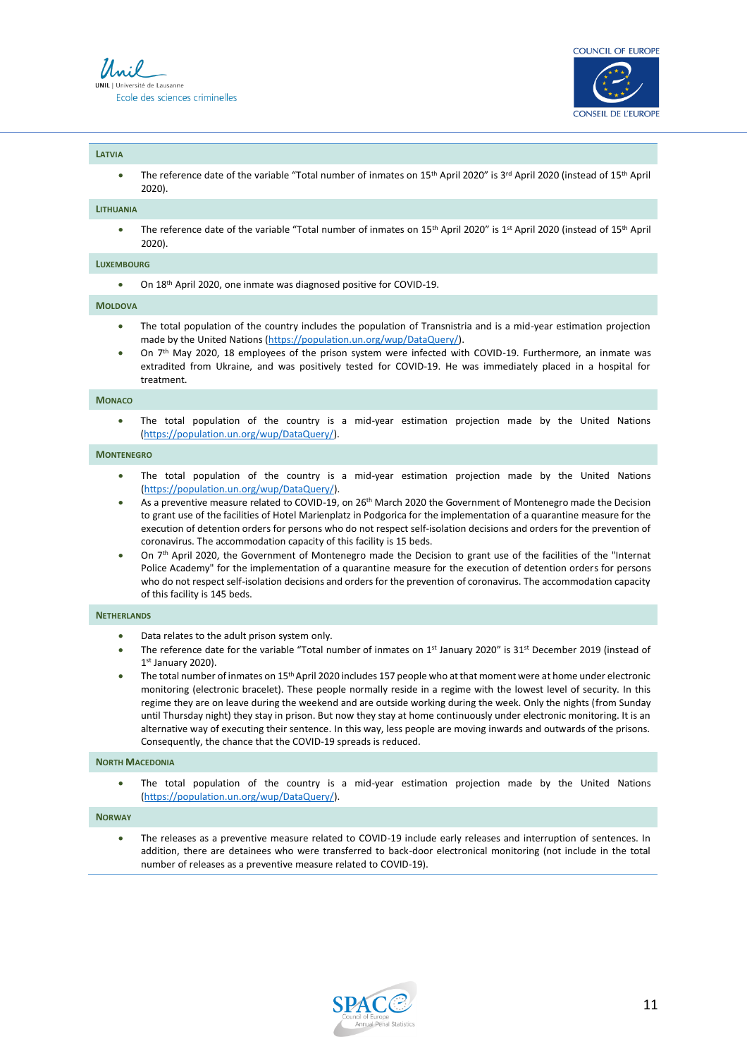## Latvia

- The reference date of the variable "Total number of inmates on 15th April 2020" is 3rd April 2020 (instead of 15th April 2020).

## Lithuania

- The reference date of the variable "Total number of inmates on 15th April 2020" is 1st April 2020 (instead of 15th April 2020).

## Luxembourg

- On 18th April 2020, one inmate was diagnosed positive for COVID-19.

## Moldova

- The total population of the country includes the population of Transnistria and is a mid-year estimation projection made by the United Nations (https://population.un.org/wup/DataQuery/).
- On 7th May 2020, 18 employees of the prison system were infected with COVID-19. Furthermore, an inmate was extradited from Ukraine, and was positively tested for COVID-19. He was immediately placed in a hospital for treatment.

## Monaco

- The total population of the country is a mid-year estimation projection made by the United Nations (https://population.un.org/wup/DataQuery/).

## Montenegro

- The total population of the country is a mid-year estimation projection made by the United Nations (https://population.un.org/wup/DataQuery/).
- As a preventive measure related to COVID-19, on 26th March 2020 the Government of Montenegro made the Decision to grant use of the facilities of Hotel Marienplatz in Podgorica for the implementation of a quarantine measure for the execution of detention orders for persons who do not respect self-isolation decisions and orders for the prevention of coronavirus. The accommodation capacity of this facility is 15 beds.
- On 7th April 2020, the Government of Montenegro made the Decision to grant use of the facilities of the "Internat Police Academy" for the implementation of a quarantine measure for the execution of detention orders for persons who do not respect self-isolation decisions and orders for the prevention of coronavirus. The accommodation capacity of this facility is 145 beds.

## Netherlands

- Data relates to the adult prison system only.
- The reference date for the variable "Total number of inmates on 1st January 2020" is 31st December 2019 (instead of 1st January 2020).
- The total number of inmates on 15th April 2020 includes 157 people who at that moment were at home under electronic monitoring (electronic bracelet). These people normally reside in a regime with the lowest level of security. In this regime they are on leave during the weekend and are outside working during the week. Only the nights (from Sunday until Thursday night) they stay in prison. But now they stay at home continuously under electronic monitoring. It is an alternative way of executing their sentence. In this way, less people are moving inwards and outwards of the prisons. Consequently, the chance that the COVID-19 spreads is reduced.

## North Macedonia

- The total population of the country is a mid-year estimation projection made by the United Nations (https://population.un.org/wup/DataQuery/).

## Norway

- The releases as a preventive measure related to COVID-19 include early releases and interruption of sentences. In addition, there are detainees who were transferred to back-door electronical monitoring (not include in the total number of releases as a preventive measure related to COVID-19).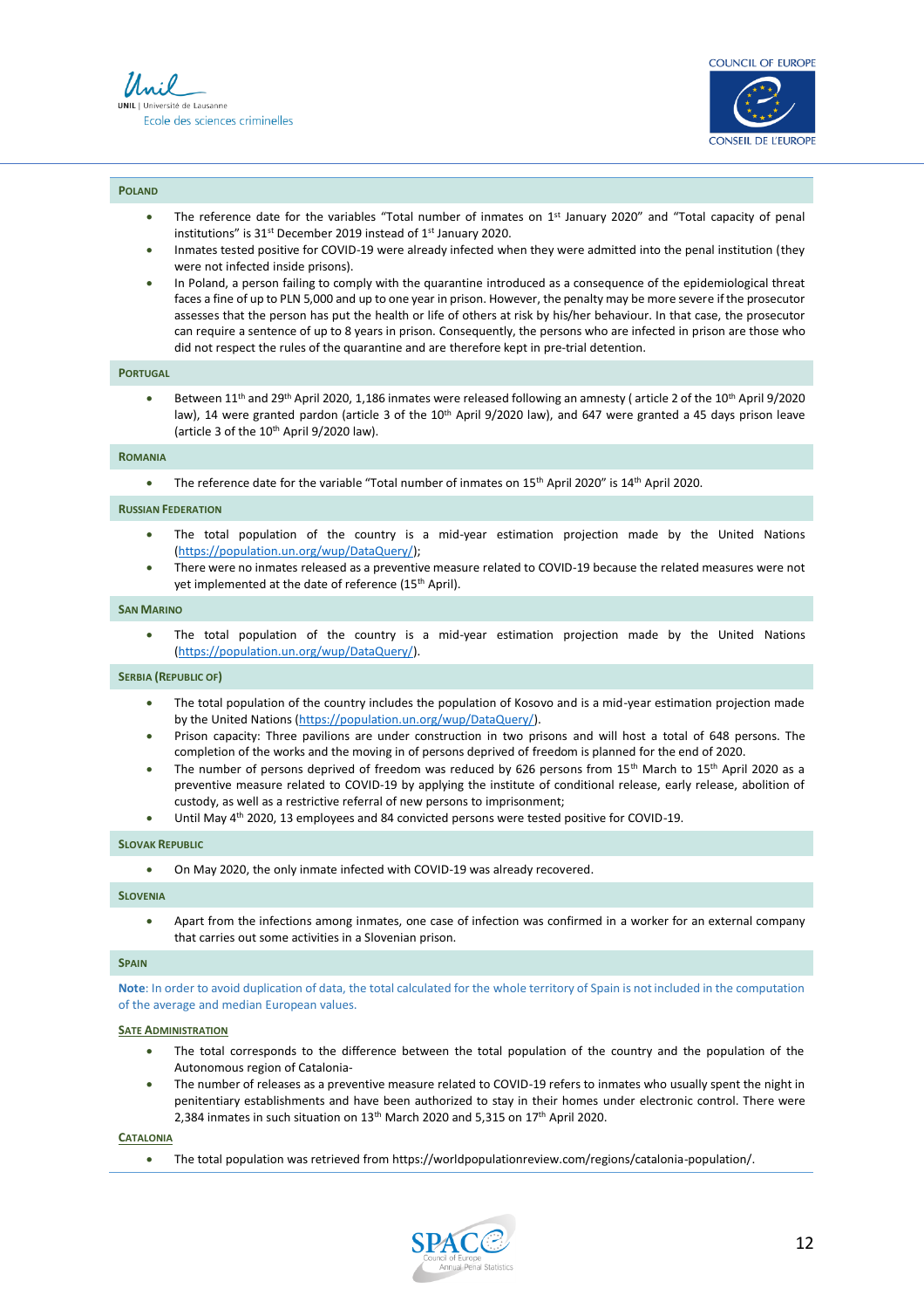## Poland

- The reference date for the variables "Total number of inmates on 1st January 2020" and "Total capacity of penal institutions" is 31st December 2019 instead of 1st January 2020.
- Inmates tested positive for COVID-19 were already infected when they were admitted into the penal institution (they were not infected inside prisons).
- In Poland, a person failing to comply with the quarantine introduced as a consequence of the epidemiological threat faces a fine of up to PLN 5,000 and up to one year in prison. However, the penalty may be more severe if the prosecutor assesses that the person has put the health or life of others at risk by his/her behaviour. In that case, the prosecutor can require a sentence of up to 8 years in prison. Consequently, the persons who are infected in prison are those who did not respect the rules of the quarantine and are therefore kept in pre-trial detention.

## Portugal

- Between 11th and 29th April 2020, 1,186 inmates were released following an amnesty ( article 2 of the 10th April 9/2020 law), 14 were granted pardon (article 3 of the 10th April 9/2020 law), and 647 were granted a 45 days prison leave (article 3 of the 10th April 9/2020 law).

## Romania

- The reference date for the variable "Total number of inmates on 15th April 2020" is 14th April 2020.

## Russian Federation

- The total population of the country is a mid-year estimation projection made by the United Nations (https://population.un.org/wup/DataQuery/);
- There were no inmates released as a preventive measure related to COVID-19 because the related measures were not yet implemented at the date of reference (15th April).

## San Marino

- The total population of the country is a mid-year estimation projection made by the United Nations (https://population.un.org/wup/DataQuery/).

## Serbia (Republic of)

- The total population of the country includes the population of Kosovo and is a mid-year estimation projection made by the United Nations (https://population.un.org/wup/DataQuery/).
- Prison capacity: Three pavilions are under construction in two prisons and will host a total of 648 persons. The completion of the works and the moving in of persons deprived of freedom is planned for the end of 2020.
- The number of persons deprived of freedom was reduced by 626 persons from 15th March to 15th April 2020 as a preventive measure related to COVID-19 by applying the institute of conditional release, early release, abolition of custody, as well as a restrictive referral of new persons to imprisonment;
- Until May 4th 2020, 13 employees and 84 convicted persons were tested positive for COVID-19.

## Slovak Republic

- On May 2020, the only inmate infected with COVID-19 was already recovered.

## Slovenia

- Apart from the infections among inmates, one case of infection was confirmed in a worker for an external company that carries out some activities in a Slovenian prison.

## Spain

**Note**: In order to avoid duplication of data, the total calculated for the whole territory of Spain is not included in the computation of the average and median European values.

### Sate Administration

- The total corresponds to the difference between the total population of the country and the population of the Autonomous region of Catalonia-
- The number of releases as a preventive measure related to COVID-19 refers to inmates who usually spent the night in penitentiary establishments and have been authorized to stay in their homes under electronic control. There were 2,384 inmates in such situation on 13th March 2020 and 5,315 on 17th April 2020.

### Catalonia

- The total population was retrieved from https://worldpopulationreview.com/regions/catalonia-population/.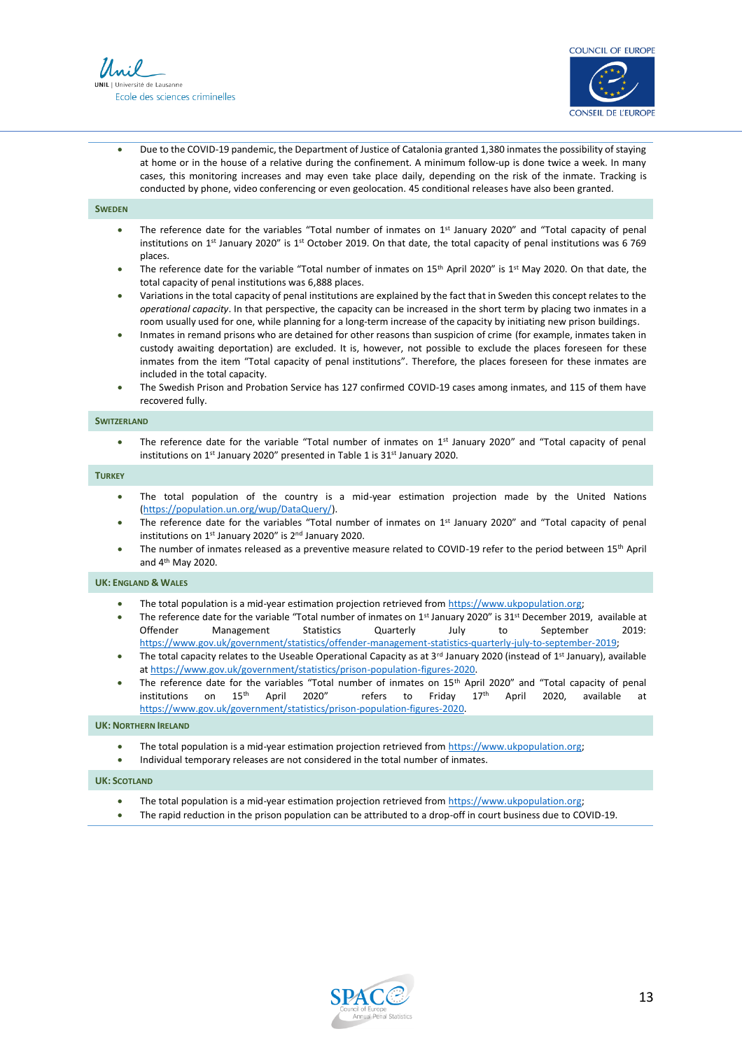- Due to the COVID-19 pandemic, the Department of Justice of Catalonia granted 1,380 inmates the possibility of staying at home or in the house of a relative during the confinement. A minimum follow-up is done twice a week. In many cases, this monitoring increases and may even take place daily, depending on the risk of the inmate. Tracking is conducted by phone, video conferencing or even geolocation. 45 conditional releases have also been granted.

### SWEDEN

- The reference date for the variables "Total number of inmates on 1st January 2020" and "Total capacity of penal institutions on 1st January 2020" is 1st October 2019. On that date, the total capacity of penal institutions was 6 769 places.
- The reference date for the variable "Total number of inmates on 15th April 2020" is 1st May 2020. On that date, the total capacity of penal institutions was 6,888 places.
- Variations in the total capacity of penal institutions are explained by the fact that in Sweden this concept relates to the *operational capacity*. In that perspective, the capacity can be increased in the short term by placing two inmates in a room usually used for one, while planning for a long-term increase of the capacity by initiating new prison buildings.
- Inmates in remand prisons who are detained for other reasons than suspicion of crime (for example, inmates taken in custody awaiting deportation) are excluded. It is, however, not possible to exclude the places foreseen for these inmates from the item "Total capacity of penal institutions". Therefore, the places foreseen for these inmates are included in the total capacity.
- The Swedish Prison and Probation Service has 127 confirmed COVID-19 cases among inmates, and 115 of them have recovered fully.

### SWITZERLAND

- The reference date for the variable "Total number of inmates on 1st January 2020" and "Total capacity of penal institutions on 1st January 2020" presented in Table 1 is 31st January 2020.

### TURKEY

- The total population of the country is a mid-year estimation projection made by the United Nations (https://population.un.org/wup/DataQuery/).
- The reference date for the variables "Total number of inmates on 1st January 2020" and "Total capacity of penal institutions on 1st January 2020" is 2nd January 2020.
- The number of inmates released as a preventive measure related to COVID-19 refer to the period between 15th April and 4th May 2020.

### UK: ENGLAND & WALES

- The total population is a mid-year estimation projection retrieved from https://www.ukpopulation.org;
- The reference date for the variable "Total number of inmates on 1st January 2020" is 31st December 2019, available at Offender Management Statistics Quarterly July to September 2019: https://www.gov.uk/government/statistics/offender-management-statistics-quarterly-july-to-september-2019;
- The total capacity relates to the Useable Operational Capacity as at 3rd January 2020 (instead of 1st January), available at https://www.gov.uk/government/statistics/prison-population-figures-2020.
- The reference date for the variables "Total number of inmates on 15th April 2020" and "Total capacity of penal institutions on 15th April 2020" refers to Friday 17th April 2020, available at https://www.gov.uk/government/statistics/prison-population-figures-2020.

### UK: NORTHERN IRELAND

- The total population is a mid-year estimation projection retrieved from https://www.ukpopulation.org;
- Individual temporary releases are not considered in the total number of inmates.

### UK: SCOTLAND

- The total population is a mid-year estimation projection retrieved from https://www.ukpopulation.org;
- The rapid reduction in the prison population can be attributed to a drop-off in court business due to COVID-19.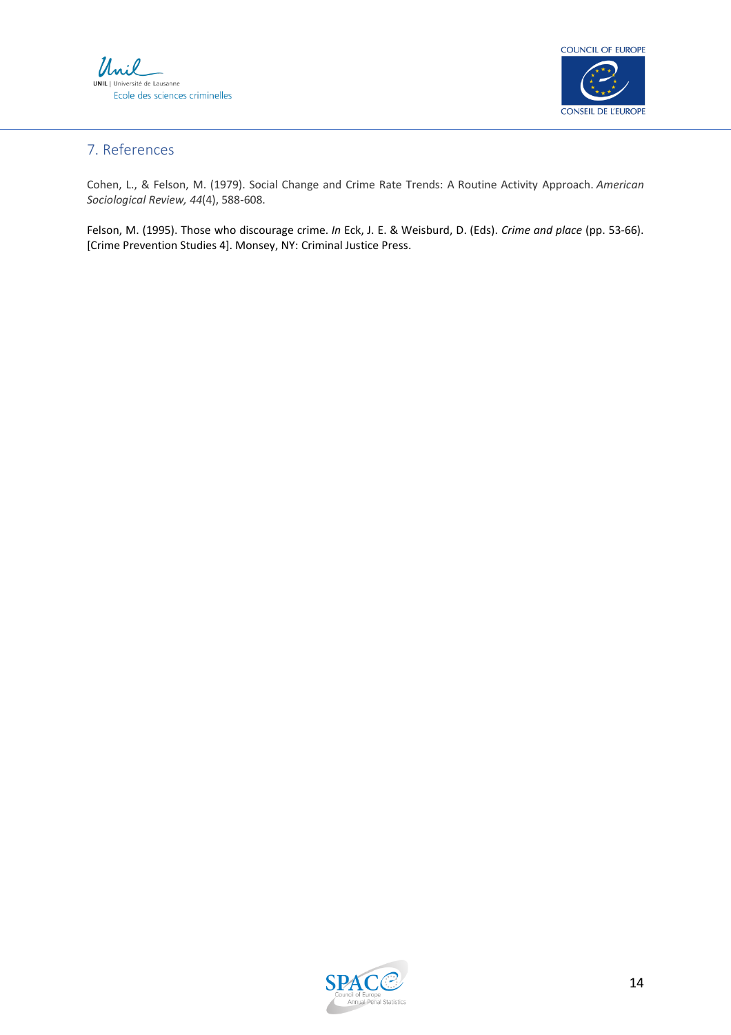## 7. References

Cohen, L., & Felson, M. (1979). Social Change and Crime Rate Trends: A Routine Activity Approach. *American Sociological Review, 44*(4), 588-608.

Felson, M. (1995). Those who discourage crime. *In* Eck, J. E. & Weisburd, D. (Eds). *Crime and place* (pp. 53-66). [Crime Prevention Studies 4]. Monsey, NY: Criminal Justice Press.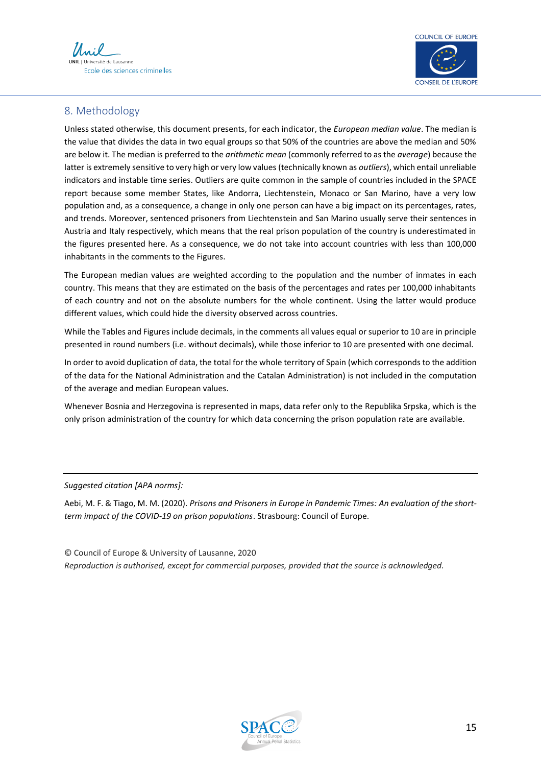## 8. Methodology

Unless stated otherwise, this document presents, for each indicator, the *European median value*. The median is the value that divides the data in two equal groups so that 50% of the countries are above the median and 50% are below it. The median is preferred to the *arithmetic mean* (commonly referred to as the *average*) because the latter is extremely sensitive to very high or very low values (technically known as *outliers*), which entail unreliable indicators and instable time series. Outliers are quite common in the sample of countries included in the SPACE report because some member States, like Andorra, Liechtenstein, Monaco or San Marino, have a very low population and, as a consequence, a change in only one person can have a big impact on its percentages, rates, and trends. Moreover, sentenced prisoners from Liechtenstein and San Marino usually serve their sentences in Austria and Italy respectively, which means that the real prison population of the country is underestimated in the figures presented here. As a consequence, we do not take into account countries with less than 100,000 inhabitants in the comments to the Figures.

The European median values are weighted according to the population and the number of inmates in each country. This means that they are estimated on the basis of the percentages and rates per 100,000 inhabitants of each country and not on the absolute numbers for the whole continent. Using the latter would produce different values, which could hide the diversity observed across countries.

While the Tables and Figures include decimals, in the comments all values equal or superior to 10 are in principle presented in round numbers (i.e. without decimals), while those inferior to 10 are presented with one decimal.

In order to avoid duplication of data, the total for the whole territory of Spain (which corresponds to the addition of the data for the National Administration and the Catalan Administration) is not included in the computation of the average and median European values.

Whenever Bosnia and Herzegovina is represented in maps, data refer only to the Republika Srpska, which is the only prison administration of the country for which data concerning the prison population rate are available.

---

*Suggested citation [APA norms]:*

Aebi, M. F. & Tiago, M. M. (2020). *Prisons and Prisoners in Europe in Pandemic Times: An evaluation of the short-term impact of the COVID-19 on prison populations*. Strasbourg: Council of Europe.

© Council of Europe & University of Lausanne, 2020
*Reproduction is authorised, except for commercial purposes, provided that the source is acknowledged.*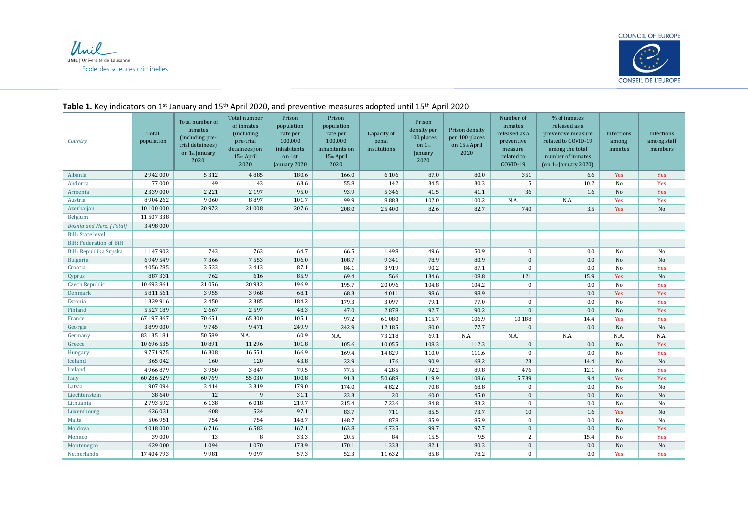**Table 1.** Key indicators on 1st January and 15th April 2020, and preventive measures adopted until 15th April 2020

| Country | Total population | Total number of inmates (including pre-trial detainees) on 1st January 2020 | Total number of inmates (including pre-trial detainees) on 15th April 2020 | Prison population rate per 100,000 inhabitants on 1st January 2020 | Prison population rate per 100,000 inhabitants on 15th April 2020 | Capacity of penal institutions | Prison density per 100 places on 1st January 2020 | Prison density per 100 places on 15th April 2020 | Number of inmates released as a preventive measure related to COVID-19 | % of inmates released as a preventive measure related to COVID-19 among the total number of inmates (on 1st January 2020) | Infections among inmates | Infections among staff members |
|---|---|---|---|---|---|---|---|---|---|---|---|---|
| Albania | 2 942 000 | 5 312 | 4 885 | 180.6 | 166.0 | 6 106 | 87.0 | 80.0 | 351 | 6.6 | Yes | Yes |
| Andorra | 77 000 | 49 | 43 | 63.6 | 55.8 | 142 | 34.5 | 30.3 | 5 | 10.2 | No | Yes |
| Armenia | 2 339 000 | 2 221 | 2 197 | 95.0 | 93.9 | 5 346 | 41.5 | 41.1 | 36 | 1.6 | No | Yes |
| Austria | 8 904 262 | 9 060 | 8 897 | 101.7 | 99.9 | 8 883 | 102.0 | 100.2 | N.A. | N.A. | Yes | Yes |
| Azerbaijan | 10 100 000 | 20 972 | 21 008 | 207.6 | 208.0 | 25 400 | 82.6 | 82.7 | 740 | 3.5 | Yes | No |
| Belgium | 11 507 338 | | | | | | | | | | | |
| *Bosnia and Herz. (Total)* | 3 498 000 | | | | | | | | | | | |
| BiH: State level | | | | | | | | | | | | |
| BiH: Federation of BiH | | | | | | | | | | | | |
| BiH: Republika Srpska | 1 147 902 | 743 | 763 | 64.7 | 66.5 | 1 498 | 49.6 | 50.9 | 0 | 0.0 | No | No |
| Bulgaria | 6 949 549 | 7 366 | 7 553 | 106.0 | 108.7 | 9 341 | 78.9 | 80.9 | 0 | 0.0 | No | No |
| Croatia | 4 056 285 | 3 533 | 3 413 | 87.1 | 84.1 | 3 919 | 90.2 | 87.1 | 0 | 0.0 | No | Yes |
| Cyprus | 887 331 | 762 | 616 | 85.9 | 69.4 | 566 | 134.6 | 108.8 | 121 | 15.9 | Yes | No |
| Czech Republic | 10 693 861 | 21 056 | 20 932 | 196.9 | 195.7 | 20 096 | 104.8 | 104.2 | 0 | 0.0 | No | Yes |
| Denmark | 5 811 561 | 3 955 | 3 968 | 68.1 | 68.3 | 4 011 | 98.6 | 98.9 | 1 | 0.0 | Yes | Yes |
| Estonia | 1 329 916 | 2 450 | 2 385 | 184.2 | 179.3 | 3 097 | 79.1 | 77.0 | 0 | 0.0 | No | Yes |
| Finland | 5 527 189 | 2 667 | 2 597 | 48.3 | 47.0 | 2 878 | 92.7 | 90.2 | 0 | 0.0 | No | Yes |
| France | 67 197 367 | 70 651 | 65 300 | 105.1 | 97.2 | 61 080 | 115.7 | 106.9 | 10 188 | 14.4 | Yes | Yes |
| Georgia | 3 899 000 | 9 745 | 9 471 | 249.9 | 242.9 | 12 185 | 80.0 | 77.7 | 0 | 0.0 | No | No |
| Germany | 83 135 181 | 50 589 | N.A. | 60.9 | N.A. | 73 218 | 69.1 | N.A. | N.A. | N.A. | N.A. | N.A. |
| Greece | 10 696 535 | 10 891 | 11 296 | 101.8 | 105.6 | 10 055 | 108.3 | 112.3 | 0 | 0.0 | No | Yes |
| Hungary | 9 771 975 | 16 308 | 16 551 | 166.9 | 169.4 | 14 829 | 110.0 | 111.6 | 0 | 0.0 | No | Yes |
| Iceland | 365 042 | 160 | 120 | 43.8 | 32.9 | 176 | 90.9 | 68.2 | 23 | 14.4 | No | No |
| Ireland | 4 966 879 | 3 950 | 3 847 | 79.5 | 77.5 | 4 285 | 92.2 | 89.8 | 476 | 12.1 | No | Yes |
| Italy | 60 286 529 | 60 769 | 55 030 | 100.8 | 91.3 | 50 688 | 119.9 | 108.6 | 5 739 | 9.4 | Yes | Yes |
| Latvia | 1 907 094 | 3 414 | 3 319 | 179.0 | 174.0 | 4 822 | 70.8 | 68.8 | 0 | 0.0 | No | No |
| Liechtenstein | 38 640 | 12 | 9 | 31.1 | 23.3 | 20 | 60.0 | 45.0 | 0 | 0.0 | No | No |
| Lithuania | 2 793 592 | 6 138 | 6 018 | 219.7 | 215.4 | 7 236 | 84.8 | 83.2 | 0 | 0.0 | No | No |
| Luxembourg | 626 031 | 608 | 524 | 97.1 | 83.7 | 711 | 85.5 | 73.7 | 10 | 1.6 | Yes | No |
| Malta | 506 951 | 754 | 754 | 148.7 | 148.7 | 878 | 85.9 | 85.9 | 0 | 0.0 | No | No |
| Moldova | 4 018 000 | 6 716 | 6 583 | 167.1 | 163.8 | 6 735 | 99.7 | 97.7 | 0 | 0.0 | No | Yes |
| Monaco | 39 000 | 13 | 8 | 33.3 | 20.5 | 84 | 15.5 | 9.5 | 2 | 15.4 | No | Yes |
| Montenegro | 629 000 | 1 094 | 1 070 | 173.9 | 170.1 | 1 333 | 82.1 | 80.3 | 0 | 0.0 | No | No |
| Netherlands | 17 404 793 | 9 981 | 9 097 | 57.3 | 52.3 | 11 632 | 85.8 | 78.2 | 0 | 0.0 | Yes | Yes |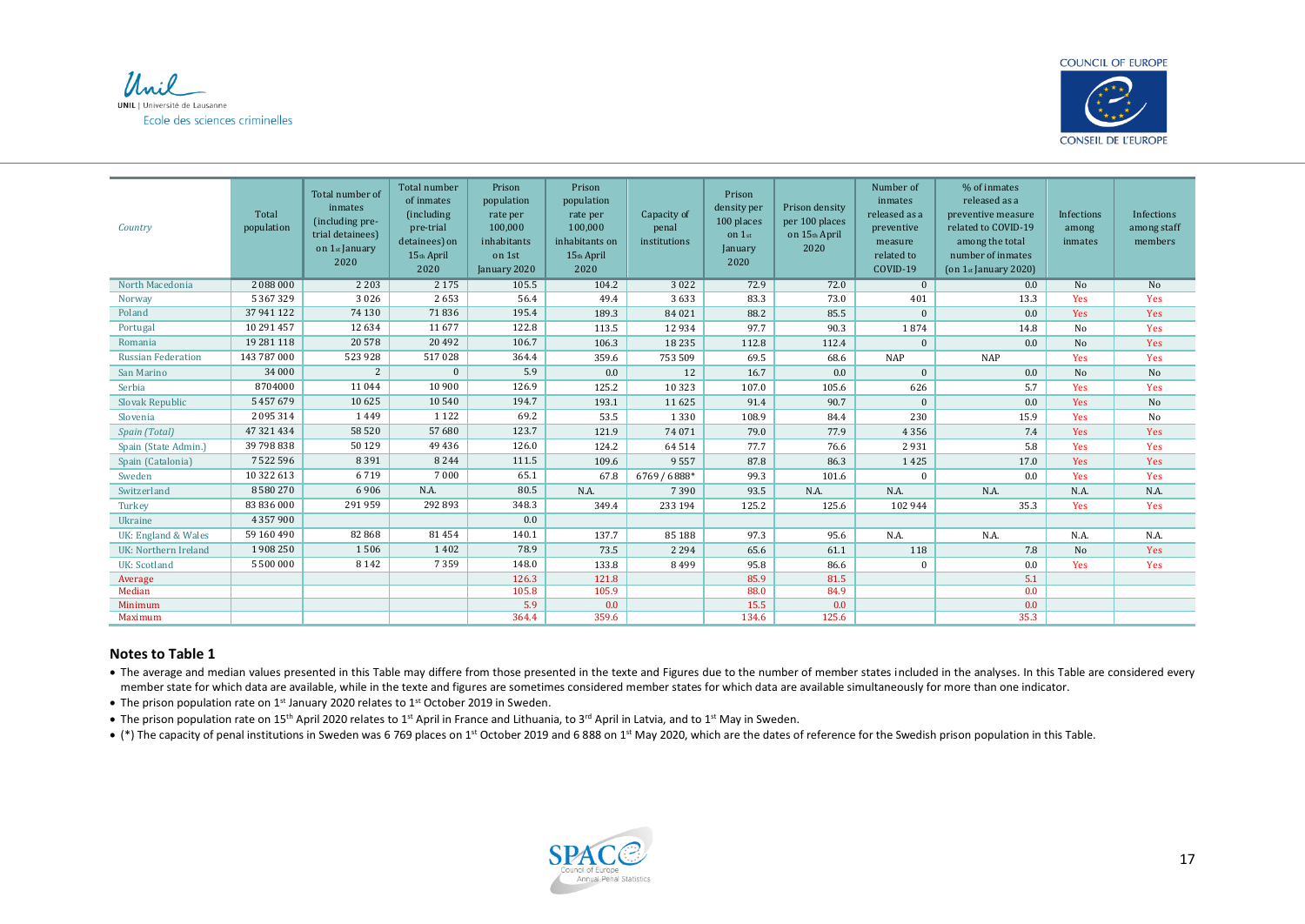| *Country* | Total population | Total number of inmates (including pre-trial detainees) on 1st January 2020 | Total number of inmates (including pre-trial detainees) on 15th April 2020 | Prison population rate per 100,000 inhabitants on 1st January 2020 | Prison population rate per 100,000 inhabitants on 15th April 2020 | Capacity of penal institutions | Prison density per 100 places on 1st January 2020 | Prison density per 100 places on 15th April 2020 | Number of inmates released as a preventive measure related to COVID-19 | % of inmates released as a preventive measure related to COVID-19 among the total number of inmates (on 1st January 2020) | Infections among inmates | Infections among staff members |
|---|---|---|---|---|---|---|---|---|---|---|---|---|
| North Macedonia | 2 088 000 | 2 203 | 2 175 | 105.5 | 104.2 | 3 022 | 72.9 | 72.0 | 0 | 0.0 | No | No |
| Norway | 5 367 329 | 3 026 | 2 653 | 56.4 | 49.4 | 3 633 | 83.3 | 73.0 | 401 | 13.3 | Yes | Yes |
| Poland | 37 941 122 | 74 130 | 71 836 | 195.4 | 189.3 | 84 021 | 88.2 | 85.5 | 0 | 0.0 | Yes | Yes |
| Portugal | 10 291 457 | 12 634 | 11 677 | 122.8 | 113.5 | 12 934 | 97.7 | 90.3 | 1 874 | 14.8 | No | Yes |
| Romania | 19 281 118 | 20 578 | 20 492 | 106.7 | 106.3 | 18 235 | 112.8 | 112.4 | 0 | 0.0 | No | Yes |
| Russian Federation | 143 787 000 | 523 928 | 517 028 | 364.4 | 359.6 | 753 509 | 69.5 | 68.6 | NAP | NAP | Yes | Yes |
| San Marino | 34 000 | 2 | 0 | 5.9 | 0.0 | 12 | 16.7 | 0.0 | 0 | 0.0 | No | No |
| Serbia | 8704000 | 11 044 | 10 900 | 126.9 | 125.2 | 10 323 | 107.0 | 105.6 | 626 | 5.7 | Yes | Yes |
| Slovak Republic | 5 457 679 | 10 625 | 10 540 | 194.7 | 193.1 | 11 625 | 91.4 | 90.7 | 0 | 0.0 | Yes | No |
| Slovenia | 2 095 314 | 1 449 | 1 122 | 69.2 | 53.5 | 1 330 | 108.9 | 84.4 | 230 | 15.9 | Yes | No |
| *Spain (Total)* | 47 321 434 | 58 520 | 57 680 | 123.7 | 121.9 | 74 071 | 79.0 | 77.9 | 4 356 | 7.4 | Yes | Yes |
| Spain (State Admin.) | 39 798 838 | 50 129 | 49 436 | 126.0 | 124.2 | 64 514 | 77.7 | 76.6 | 2 931 | 5.8 | Yes | Yes |
| Spain (Catalonia) | 7 522 596 | 8 391 | 8 244 | 111.5 | 109.6 | 9 557 | 87.8 | 86.3 | 1 425 | 17.0 | Yes | Yes |
| Sweden | 10 322 613 | 6 719 | 7 000 | 65.1 | 67.8 | 6769 / 6888* | 99.3 | 101.6 | 0 | 0.0 | Yes | Yes |
| Switzerland | 8 580 270 | 6 906 | N.A. | 80.5 | N.A. | 7 390 | 93.5 | N.A. | N.A. | N.A. | N.A. | N.A. |
| Turkey | 83 836 000 | 291 959 | 292 893 | 348.3 | 349.4 | 233 194 | 125.2 | 125.6 | 102 944 | 35.3 | Yes | Yes |
| Ukraine | 4 357 900 | | | 0.0 | | | | | | | | |
| UK: England & Wales | 59 160 490 | 82 868 | 81 454 | 140.1 | 137.7 | 85 188 | 97.3 | 95.6 | N.A. | N.A. | N.A. | N.A. |
| UK: Northern Ireland | 1 908 250 | 1 506 | 1 402 | 78.9 | 73.5 | 2 294 | 65.6 | 61.1 | 118 | 7.8 | No | Yes |
| UK: Scotland | 5 500 000 | 8 142 | 7 359 | 148.0 | 133.8 | 8 499 | 95.8 | 86.6 | 0 | 0.0 | Yes | Yes |
| Average | | | | 126.3 | 121.8 | | 85.9 | 81.5 | | 5.1 | | |
| Median | | | | 105.8 | 105.9 | | 88.0 | 84.9 | | 0.0 | | |
| Minimum | | | | 5.9 | 0.0 | | 15.5 | 0.0 | | 0.0 | | |
| Maximum | | | | 364.4 | 359.6 | | 134.6 | 125.6 | | 35.3 | | |

### Notes to Table 1

- The average and median values presented in this Table may differe from those presented in the texte and Figures due to the number of member states included in the analyses. In this Table are considered every member state for which data are available, while in the texte and figures are sometimes considered member states for which data are available simultaneously for more than one indicator.
- The prison population rate on 1st January 2020 relates to 1st October 2019 in Sweden.
- The prison population rate on 15th April 2020 relates to 1st April in France and Lithuania, to 3rd April in Latvia, and to 1st May in Sweden.
- (*) The capacity of penal institutions in Sweden was 6 769 places on 1st October 2019 and 6 888 on 1st May 2020, which are the dates of reference for the Swedish prison population in this Table.